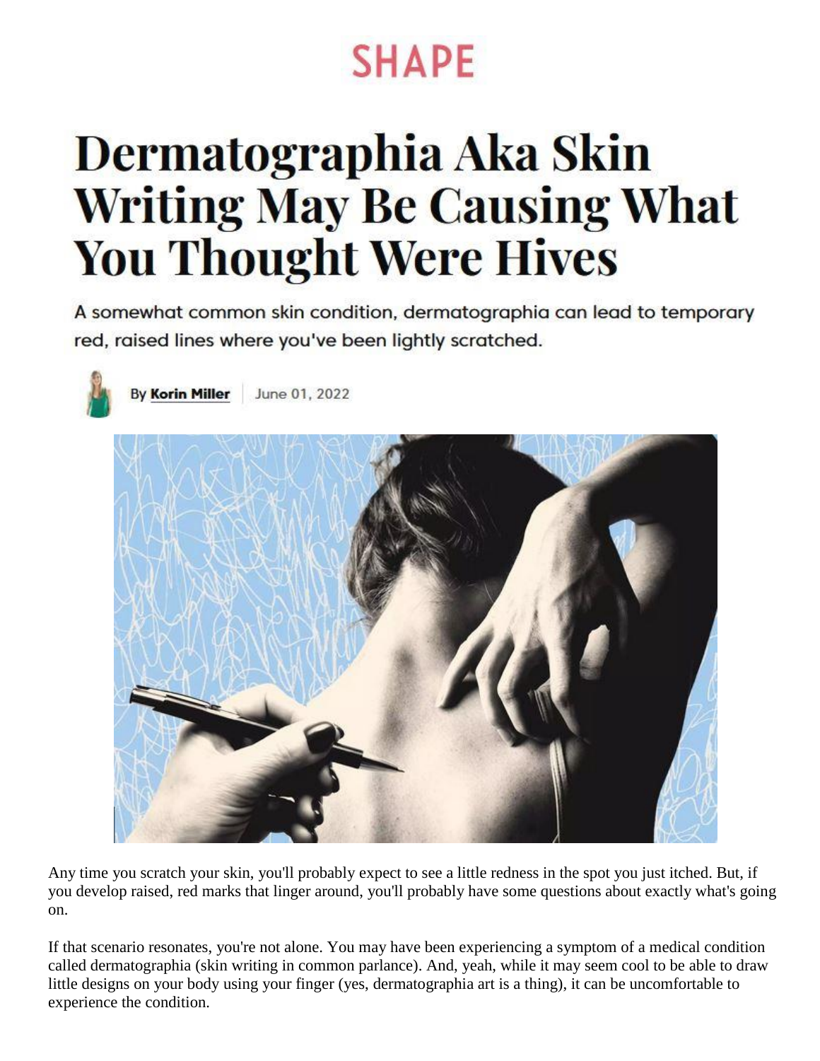SHAPE

# Dermatographia Aka Skin Writing May Be Causing What You Thought Were Hives

A somewhat common skin condition, dermatographia can lead to temporary red, raised lines where you've been lightly scratched.

By **Korin Miller** | June 01, 2022

Any time you scratch your skin, you'll probably expect to see a little redness in the spot you just itched. But, if you develop raised, red marks that linger around, you'll probably have some questions about exactly what's going on.

If that scenario resonates, you're not alone. You may have been experiencing a symptom of a medical condition called dermatographia (skin writing in common parlance). And, yeah, while it may seem cool to be able to draw little designs on your body using your finger (yes, dermatographia art is a thing), it can be uncomfortable to experience the condition.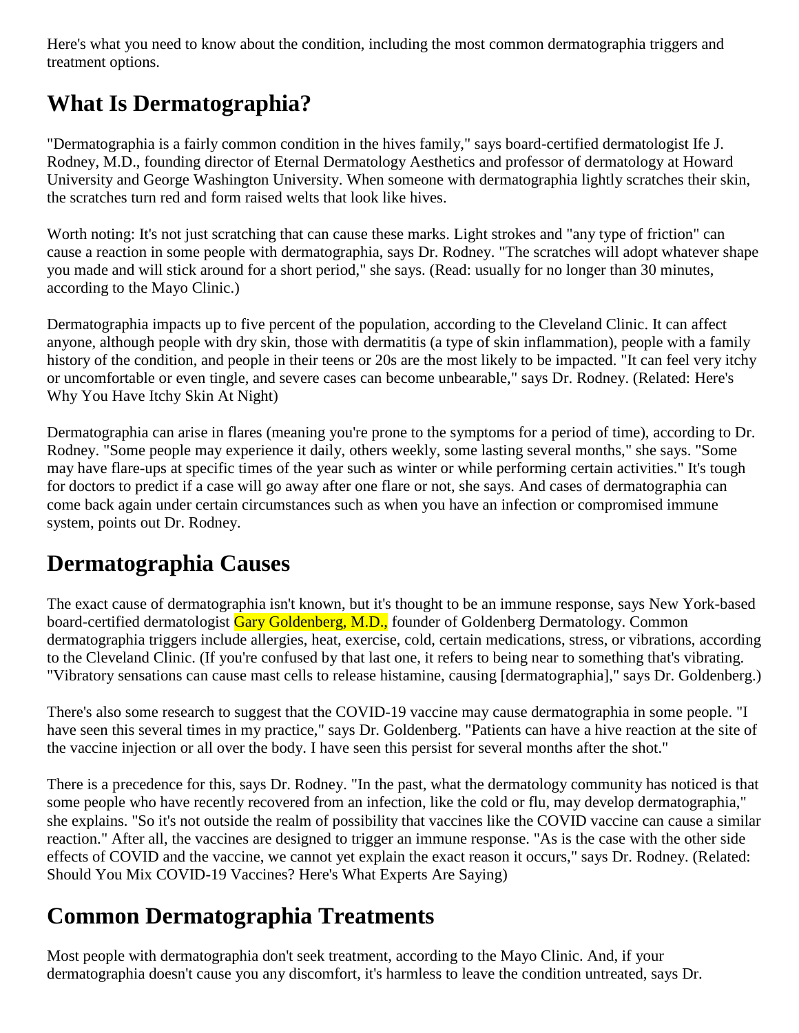Here's what you need to know about the condition, including the most common dermatographia triggers and treatment options.

## What Is Dermatographia?

"Dermatographia is a fairly common condition in the hives family," says board-certified dermatologist Ife J. Rodney, M.D., founding director of Eternal Dermatology Aesthetics and professor of dermatology at Howard University and George Washington University. When someone with dermatographia lightly scratches their skin, the scratches turn red and form raised welts that look like hives.

Worth noting: It's not just scratching that can cause these marks. Light strokes and "any type of friction" can cause a reaction in some people with dermatographia, says Dr. Rodney. "The scratches will adopt whatever shape you made and will stick around for a short period," she says. (Read: usually for no longer than 30 minutes, according to the Mayo Clinic.)

Dermatographia impacts up to five percent of the population, according to the Cleveland Clinic. It can affect anyone, although people with dry skin, those with dermatitis (a type of skin inflammation), people with a family history of the condition, and people in their teens or 20s are the most likely to be impacted. "It can feel very itchy or uncomfortable or even tingle, and severe cases can become unbearable," says Dr. Rodney. (Related: Here's Why You Have Itchy Skin At Night)

Dermatographia can arise in flares (meaning you're prone to the symptoms for a period of time), according to Dr. Rodney. "Some people may experience it daily, others weekly, some lasting several months," she says. "Some may have flare-ups at specific times of the year such as winter or while performing certain activities." It's tough for doctors to predict if a case will go away after one flare or not, she says. And cases of dermatographia can come back again under certain circumstances such as when you have an infection or compromised immune system, points out Dr. Rodney.

## Dermatographia Causes

The exact cause of dermatographia isn't known, but it's thought to be an immune response, says New York-based board-certified dermatologist Gary Goldenberg, M.D., founder of Goldenberg Dermatology. Common dermatographia triggers include allergies, heat, exercise, cold, certain medications, stress, or vibrations, according to the Cleveland Clinic. (If you're confused by that last one, it refers to being near to something that's vibrating. "Vibratory sensations can cause mast cells to release histamine, causing [dermatographia]," says Dr. Goldenberg.)

There's also some research to suggest that the COVID-19 vaccine may cause dermatographia in some people. "I have seen this several times in my practice," says Dr. Goldenberg. "Patients can have a hive reaction at the site of the vaccine injection or all over the body. I have seen this persist for several months after the shot."

There is a precedence for this, says Dr. Rodney. "In the past, what the dermatology community has noticed is that some people who have recently recovered from an infection, like the cold or flu, may develop dermatographia," she explains. "So it's not outside the realm of possibility that vaccines like the COVID vaccine can cause a similar reaction." After all, the vaccines are designed to trigger an immune response. "As is the case with the other side effects of COVID and the vaccine, we cannot yet explain the exact reason it occurs," says Dr. Rodney. (Related: Should You Mix COVID-19 Vaccines? Here's What Experts Are Saying)

## Common Dermatographia Treatments

Most people with dermatographia don't seek treatment, according to the Mayo Clinic. And, if your dermatographia doesn't cause you any discomfort, it's harmless to leave the condition untreated, says Dr.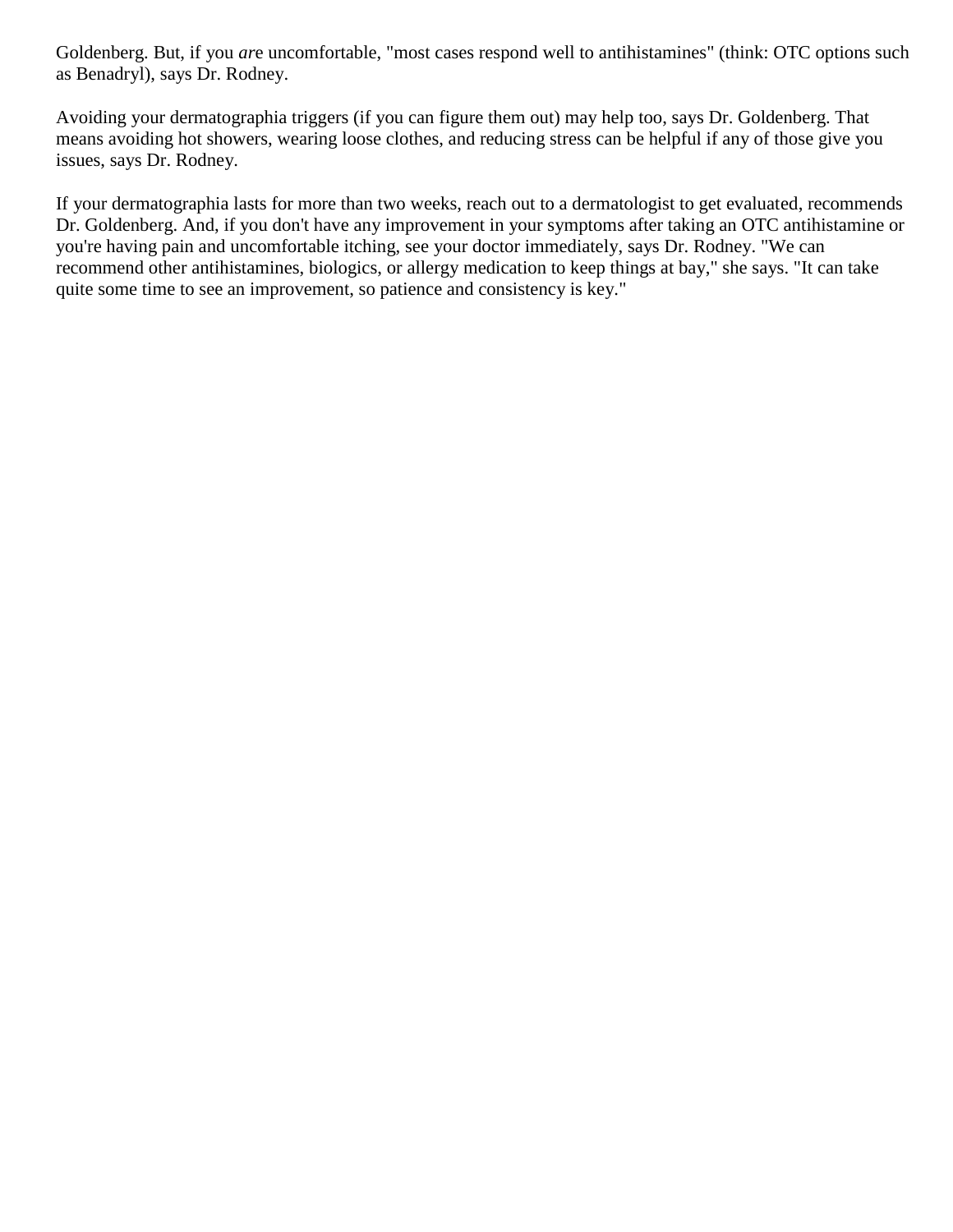Goldenberg. But, if you *are* uncomfortable, "most cases respond well to antihistamines" (think: OTC options such as Benadryl), says Dr. Rodney.

Avoiding your dermatographia triggers (if you can figure them out) may help too, says Dr. Goldenberg. That means avoiding hot showers, wearing loose clothes, and reducing stress can be helpful if any of those give you issues, says Dr. Rodney.

If your dermatographia lasts for more than two weeks, reach out to a dermatologist to get evaluated, recommends Dr. Goldenberg. And, if you don't have any improvement in your symptoms after taking an OTC antihistamine or you're having pain and uncomfortable itching, see your doctor immediately, says Dr. Rodney. "We can recommend other antihistamines, biologics, or allergy medication to keep things at bay," she says. "It can take quite some time to see an improvement, so patience and consistency is key."